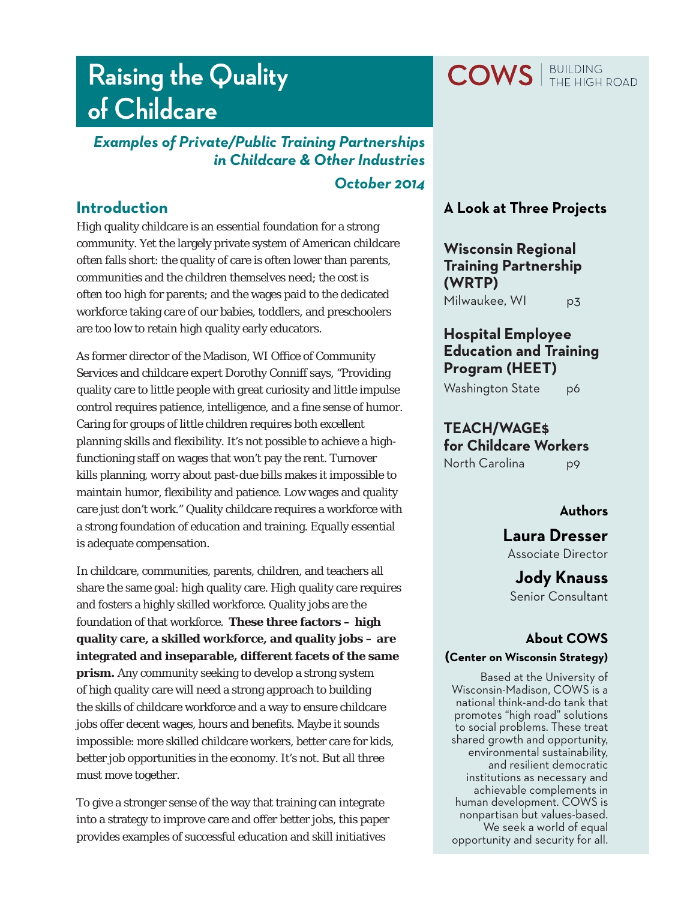# Raising the Quality of Childcare

***Examples of Private/Public Training Partnerships in Childcare & Other Industries***

***October 2014***

COWS | BUILDING THE HIGH ROAD

## Introduction

High quality childcare is an essential foundation for a strong community. Yet the largely private system of American childcare often falls short: the quality of care is often lower than parents, communities and the children themselves need; the cost is often too high for parents; and the wages paid to the dedicated workforce taking care of our babies, toddlers, and preschoolers are too low to retain high quality early educators.

As former director of the Madison, WI Office of Community Services and childcare expert Dorothy Conniff says, "Providing quality care to little people with great curiosity and little impulse control requires patience, intelligence, and a fine sense of humor. Caring for groups of little children requires both excellent planning skills and flexibility. It's not possible to achieve a high-functioning staff on wages that won't pay the rent. Turnover kills planning, worry about past-due bills makes it impossible to maintain humor, flexibility and patience. Low wages and quality care just don't work." Quality childcare requires a workforce with a strong foundation of education and training. Equally essential is adequate compensation.

In childcare, communities, parents, children, and teachers all share the same goal: high quality care. High quality care requires and fosters a highly skilled workforce. Quality jobs are the foundation of that workforce. **These three factors – high quality care, a skilled workforce, and quality jobs – are integrated and inseparable, different facets of the same prism.** Any community seeking to develop a strong system of high quality care will need a strong approach to building the skills of childcare workforce and a way to ensure childcare jobs offer decent wages, hours and benefits. Maybe it sounds impossible: more skilled childcare workers, better care for kids, better job opportunities in the economy. It's not. But all three must move together.

To give a stronger sense of the way that training can integrate into a strategy to improve care and offer better jobs, this paper provides examples of successful education and skill initiatives

### A Look at Three Projects

**Wisconsin Regional Training Partnership (WRTP)**
Milwaukee, WI — p3

**Hospital Employee Education and Training Program (HEET)**
Washington State — p6

**TEACH/WAGE$ for Childcare Workers**
North Carolina — p9

### Authors

**Laura Dresser**
Associate Director

**Jody Knauss**
Senior Consultant

### About COWS

**(Center on Wisconsin Strategy)**

Based at the University of Wisconsin-Madison, COWS is a national think-and-do tank that promotes "high road" solutions to social problems. These treat shared growth and opportunity, environmental sustainability, and resilient democratic institutions as necessary and achievable complements in human development. COWS is nonpartisan but values-based. We seek a world of equal opportunity and security for all.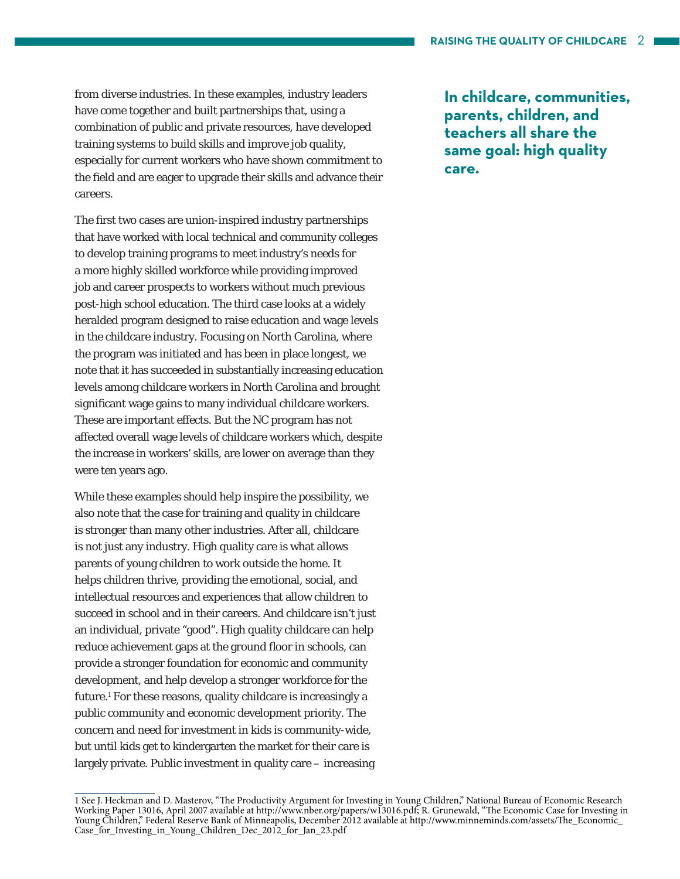from diverse industries. In these examples, industry leaders have come together and built partnerships that, using a combination of public and private resources, have developed training systems to build skills and improve job quality, especially for current workers who have shown commitment to the field and are eager to upgrade their skills and advance their careers.

**In childcare, communities, parents, children, and teachers all share the same goal: high quality care.**

The first two cases are union-inspired industry partnerships that have worked with local technical and community colleges to develop training programs to meet industry's needs for a more highly skilled workforce while providing improved job and career prospects to workers without much previous post-high school education. The third case looks at a widely heralded program designed to raise education and wage levels in the childcare industry. Focusing on North Carolina, where the program was initiated and has been in place longest, we note that it has succeeded in substantially increasing education levels among childcare workers in North Carolina and brought significant wage gains to many individual childcare workers. These are important effects. But the NC program has not affected overall wage levels of childcare workers which, despite the increase in workers' skills, are lower on average than they were ten years ago.

While these examples should help inspire the possibility, we also note that the case for training and quality in childcare is stronger than many other industries. After all, childcare is not just any industry. High quality care is what allows parents of young children to work outside the home. It helps children thrive, providing the emotional, social, and intellectual resources and experiences that allow children to succeed in school and in their careers. And childcare isn't just an individual, private "good". High quality childcare can help reduce achievement gaps at the ground floor in schools, can provide a stronger foundation for economic and community development, and help develop a stronger workforce for the future.[1] For these reasons, quality childcare is increasingly a public community and economic development priority. The concern and need for investment in kids is community-wide, but until kids get to kindergarten the market for their care is largely private. Public investment in quality care – increasing

1 See J. Heckman and D. Masterov, "The Productivity Argument for Investing in Young Children," National Bureau of Economic Research Working Paper 13016, April 2007 available at http://www.nber.org/papers/w13016.pdf; R. Grunewald, "The Economic Case for Investing in Young Children," Federal Reserve Bank of Minneapolis, December 2012 available at http://www.minneminds.com/assets/The_Economic_Case_for_Investing_in_Young_Children_Dec_2012_for_Jan_23.pdf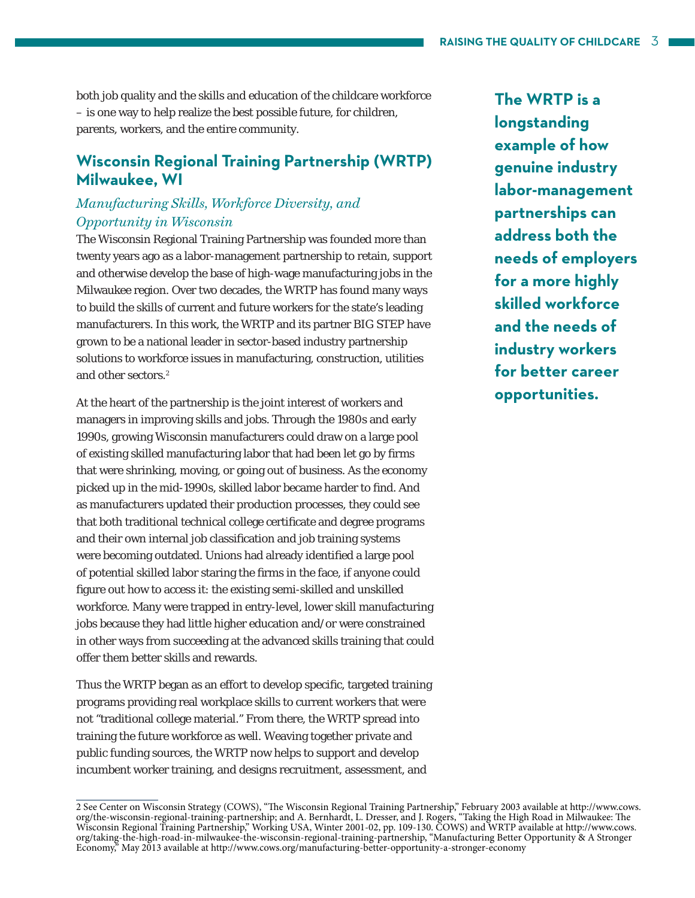both job quality and the skills and education of the childcare workforce – is one way to help realize the best possible future, for children, parents, workers, and the entire community.

## Wisconsin Regional Training Partnership (WRTP) Milwaukee, WI

*Manufacturing Skills, Workforce Diversity, and Opportunity in Wisconsin*

The Wisconsin Regional Training Partnership was founded more than twenty years ago as a labor-management partnership to retain, support and otherwise develop the base of high-wage manufacturing jobs in the Milwaukee region. Over two decades, the WRTP has found many ways to build the skills of current and future workers for the state's leading manufacturers. In this work, the WRTP and its partner BIG STEP have grown to be a national leader in sector-based industry partnership solutions to workforce issues in manufacturing, construction, utilities and other sectors.[2]

**The WRTP is a longstanding example of how genuine industry labor-management partnerships can address both the needs of employers for a more highly skilled workforce and the needs of industry workers for better career opportunities.**

At the heart of the partnership is the joint interest of workers and managers in improving skills and jobs. Through the 1980s and early 1990s, growing Wisconsin manufacturers could draw on a large pool of existing skilled manufacturing labor that had been let go by firms that were shrinking, moving, or going out of business. As the economy picked up in the mid-1990s, skilled labor became harder to find. And as manufacturers updated their production processes, they could see that both traditional technical college certificate and degree programs and their own internal job classification and job training systems were becoming outdated. Unions had already identified a large pool of potential skilled labor staring the firms in the face, if anyone could figure out how to access it: the existing semi-skilled and unskilled workforce. Many were trapped in entry-level, lower skill manufacturing jobs because they had little higher education and/or were constrained in other ways from succeeding at the advanced skills training that could offer them better skills and rewards.

Thus the WRTP began as an effort to develop specific, targeted training programs providing real workplace skills to current workers that were not "traditional college material." From there, the WRTP spread into training the future workforce as well. Weaving together private and public funding sources, the WRTP now helps to support and develop incumbent worker training, and designs recruitment, assessment, and

---

2 See Center on Wisconsin Strategy (COWS), "The Wisconsin Regional Training Partnership," February 2003 available at http://www.cows.org/the-wisconsin-regional-training-partnership; and A. Bernhardt, L. Dresser, and J. Rogers, "Taking the High Road in Milwaukee: The Wisconsin Regional Training Partnership," Working USA, Winter 2001-02, pp. 109-130. COWS) and WRTP available at http://www.cows.org/taking-the-high-road-in-milwaukee-the-wisconsin-regional-training-partnership, "Manufacturing Better Opportunity & A Stronger Economy," May 2013 available at http://www.cows.org/manufacturing-better-opportunity-a-stronger-economy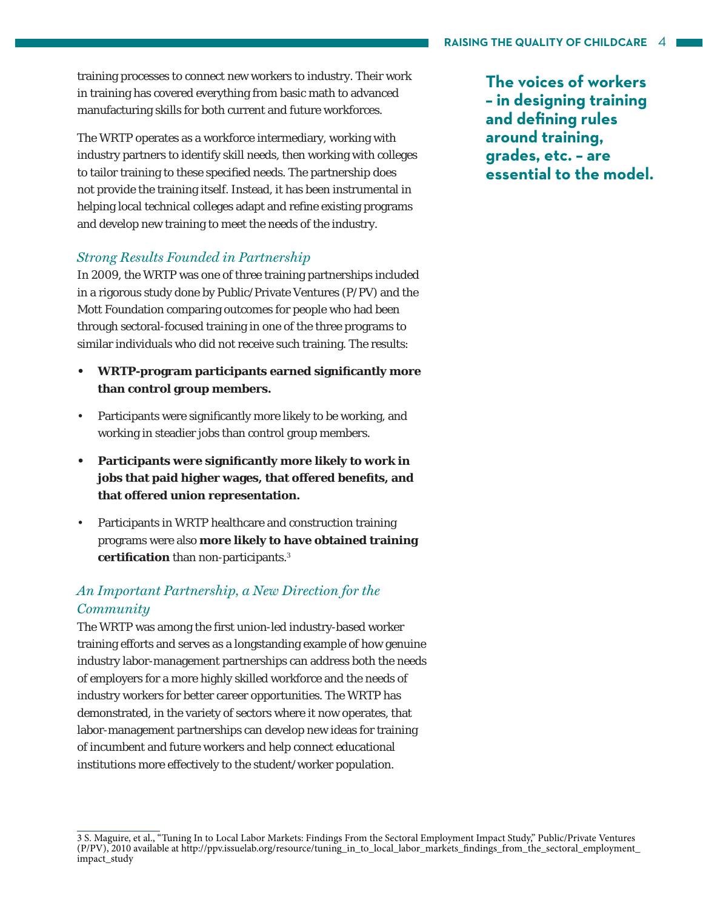training processes to connect new workers to industry. Their work in training has covered everything from basic math to advanced manufacturing skills for both current and future workforces.

The WRTP operates as a workforce intermediary, working with industry partners to identify skill needs, then working with colleges to tailor training to these specified needs. The partnership does not provide the training itself. Instead, it has been instrumental in helping local technical colleges adapt and refine existing programs and develop new training to meet the needs of the industry.

**The voices of workers – in designing training and defining rules around training, grades, etc. – are essential to the model.**

### *Strong Results Founded in Partnership*

In 2009, the WRTP was one of three training partnerships included in a rigorous study done by Public/Private Ventures (P/PV) and the Mott Foundation comparing outcomes for people who had been through sectoral-focused training in one of the three programs to similar individuals who did not receive such training. The results:

- **WRTP-program participants earned significantly more than control group members.**
- Participants were significantly more likely to be working, and working in steadier jobs than control group members.
- **Participants were significantly more likely to work in jobs that paid higher wages, that offered benefits, and that offered union representation.**
- Participants in WRTP healthcare and construction training programs were also **more likely to have obtained training certification** than non-participants.[3]

### *An Important Partnership, a New Direction for the Community*

The WRTP was among the first union-led industry-based worker training efforts and serves as a longstanding example of how genuine industry labor-management partnerships can address both the needs of employers for a more highly skilled workforce and the needs of industry workers for better career opportunities. The WRTP has demonstrated, in the variety of sectors where it now operates, that labor-management partnerships can develop new ideas for training of incumbent and future workers and help connect educational institutions more effectively to the student/worker population.

---

3 S. Maguire, et al., "Tuning In to Local Labor Markets: Findings From the Sectoral Employment Impact Study," Public/Private Ventures (P/PV), 2010 available at http://ppv.issuelab.org/resource/tuning_in_to_local_labor_markets_findings_from_the_sectoral_employment_impact_study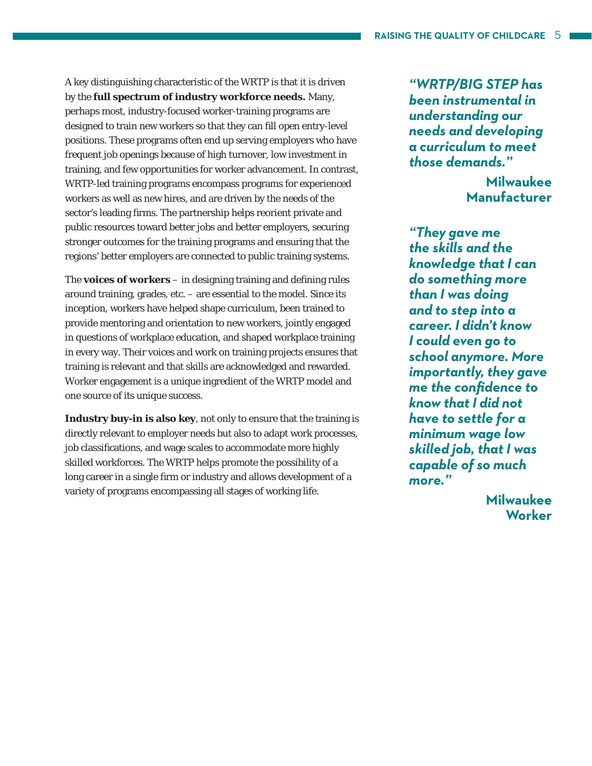A key distinguishing characteristic of the WRTP is that it is driven by the **full spectrum of industry workforce needs.** Many, perhaps most, industry-focused worker-training programs are designed to train new workers so that they can fill open entry-level positions. These programs often end up serving employers who have frequent job openings because of high turnover, low investment in training, and few opportunities for worker advancement. In contrast, WRTP-led training programs encompass programs for experienced workers as well as new hires, and are driven by the needs of the sector's leading firms. The partnership helps reorient private and public resources toward better jobs and better employers, securing stronger outcomes for the training programs and ensuring that the regions' better employers are connected to public training systems.

The **voices of workers** – in designing training and defining rules around training, grades, etc. – are essential to the model. Since its inception, workers have helped shape curriculum, been trained to provide mentoring and orientation to new workers, jointly engaged in questions of workplace education, and shaped workplace training in every way. Their voices and work on training projects ensures that training is relevant and that skills are acknowledged and rewarded. Worker engagement is a unique ingredient of the WRTP model and one source of its unique success.

**Industry buy-in is also key**, not only to ensure that the training is directly relevant to employer needs but also to adapt work processes, job classifications, and wage scales to accommodate more highly skilled workforces. The WRTP helps promote the possibility of a long career in a single firm or industry and allows development of a variety of programs encompassing all stages of working life.

> ***"WRTP/BIG STEP has been instrumental in understanding our needs and developing a curriculum to meet those demands."***
>
> **Milwaukee Manufacturer**

> ***"They gave me the skills and the knowledge that I can do something more than I was doing and to step into a career. I didn't know I could even go to school anymore. More importantly, they gave me the confidence to know that I did not have to settle for a minimum wage low skilled job, that I was capable of so much more."***
>
> **Milwaukee Worker**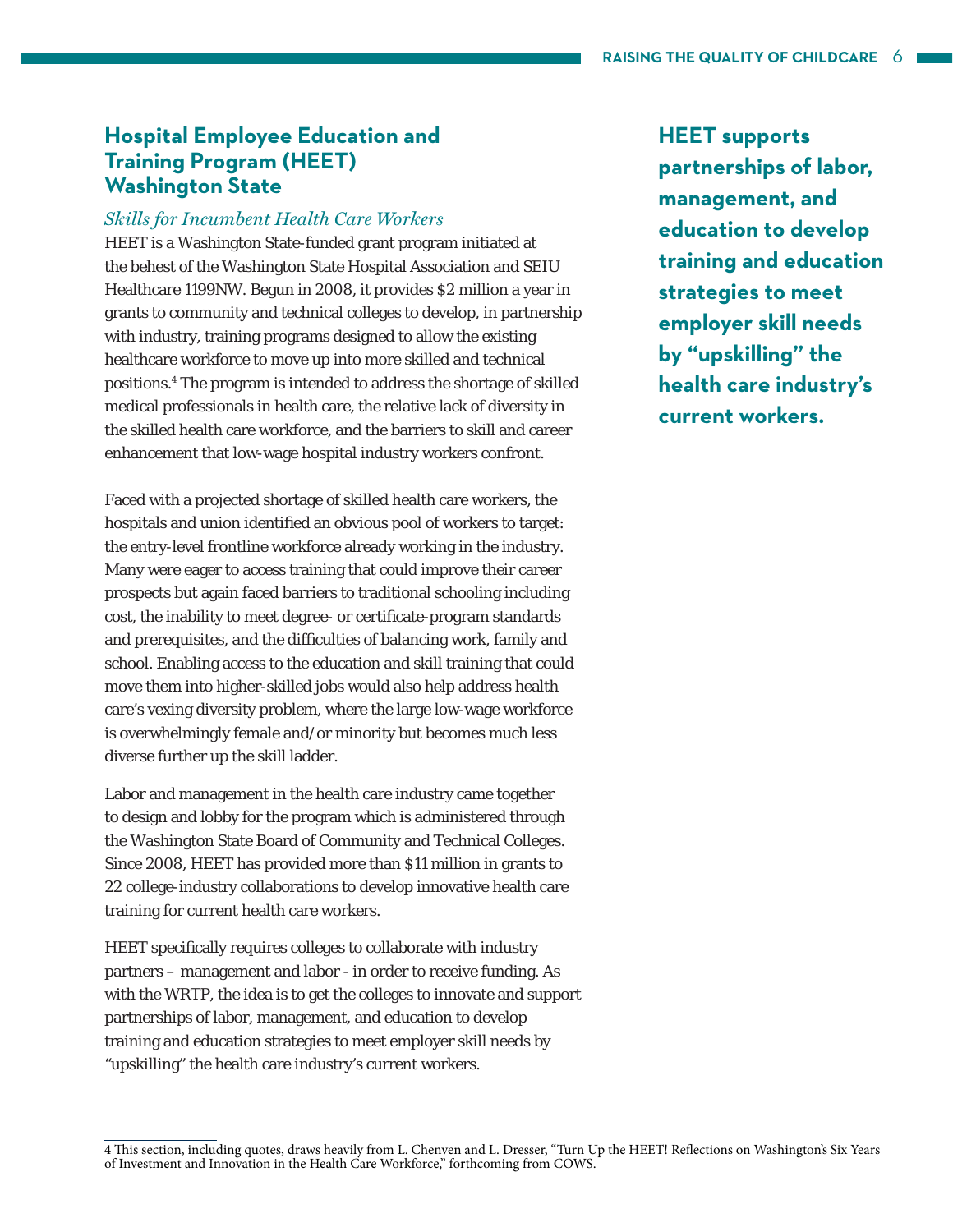## Hospital Employee Education and Training Program (HEET) Washington State

*Skills for Incumbent Health Care Workers*

HEET is a Washington State-funded grant program initiated at the behest of the Washington State Hospital Association and SEIU Healthcare 1199NW. Begun in 2008, it provides $2 million a year in grants to community and technical colleges to develop, in partnership with industry, training programs designed to allow the existing healthcare workforce to move up into more skilled and technical positions.[4] The program is intended to address the shortage of skilled medical professionals in health care, the relative lack of diversity in the skilled health care workforce, and the barriers to skill and career enhancement that low-wage hospital industry workers confront.

Faced with a projected shortage of skilled health care workers, the hospitals and union identified an obvious pool of workers to target: the entry-level frontline workforce already working in the industry. Many were eager to access training that could improve their career prospects but again faced barriers to traditional schooling including cost, the inability to meet degree- or certificate-program standards and prerequisites, and the difficulties of balancing work, family and school. Enabling access to the education and skill training that could move them into higher-skilled jobs would also help address health care's vexing diversity problem, where the large low-wage workforce is overwhelmingly female and/or minority but becomes much less diverse further up the skill ladder.

Labor and management in the health care industry came together to design and lobby for the program which is administered through the Washington State Board of Community and Technical Colleges. Since 2008, HEET has provided more than $11 million in grants to 22 college-industry collaborations to develop innovative health care training for current health care workers.

HEET specifically requires colleges to collaborate with industry partners – management and labor - in order to receive funding. As with the WRTP, the idea is to get the colleges to innovate and support partnerships of labor, management, and education to develop training and education strategies to meet employer skill needs by "upskilling" the health care industry's current workers.

**HEET supports partnerships of labor, management, and education to develop training and education strategies to meet employer skill needs by "upskilling" the health care industry's current workers.**

---

4 This section, including quotes, draws heavily from L. Chenven and L. Dresser, "Turn Up the HEET! Reflections on Washington's Six Years of Investment and Innovation in the Health Care Workforce," forthcoming from COWS.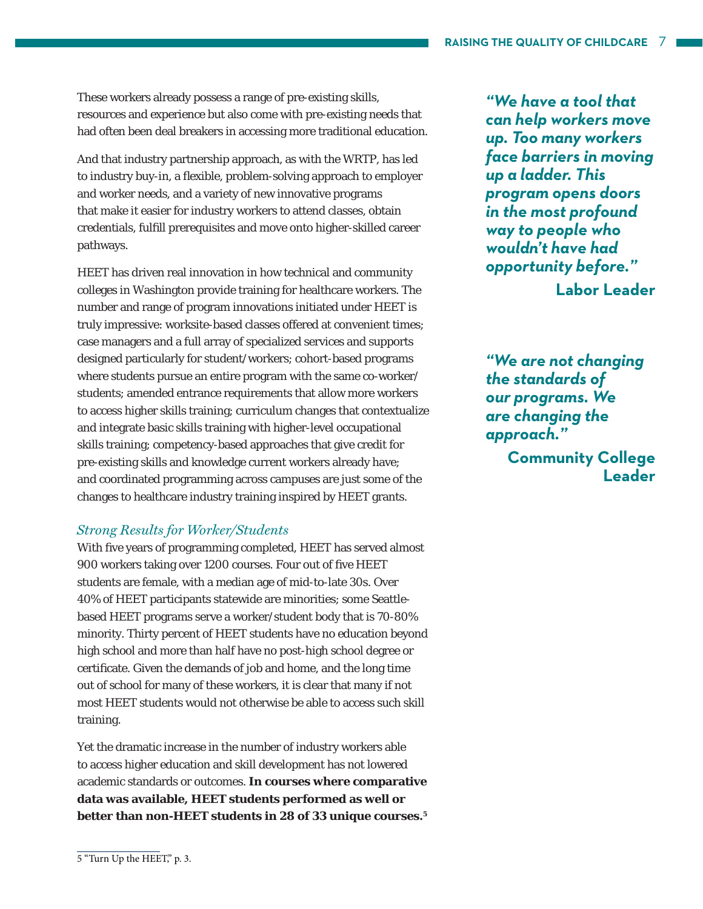These workers already possess a range of pre-existing skills, resources and experience but also come with pre-existing needs that had often been deal breakers in accessing more traditional education.

And that industry partnership approach, as with the WRTP, has led to industry buy-in, a flexible, problem-solving approach to employer and worker needs, and a variety of new innovative programs that make it easier for industry workers to attend classes, obtain credentials, fulfill prerequisites and move onto higher-skilled career pathways.

HEET has driven real innovation in how technical and community colleges in Washington provide training for healthcare workers. The number and range of program innovations initiated under HEET is truly impressive: worksite-based classes offered at convenient times; case managers and a full array of specialized services and supports designed particularly for student/workers; cohort-based programs where students pursue an entire program with the same co-worker/students; amended entrance requirements that allow more workers to access higher skills training; curriculum changes that contextualize and integrate basic skills training with higher-level occupational skills training; competency-based approaches that give credit for pre-existing skills and knowledge current workers already have; and coordinated programming across campuses are just some of the changes to healthcare industry training inspired by HEET grants.

> ***"We have a tool that can help workers move up. Too many workers face barriers in moving up a ladder. This program opens doors in the most profound way to people who wouldn't have had opportunity before."***
>
> **Labor Leader**

> ***"We are not changing the standards of our programs. We are changing the approach."***
>
> **Community College Leader**

*Strong Results for Worker/Students*

With five years of programming completed, HEET has served almost 900 workers taking over 1200 courses. Four out of five HEET students are female, with a median age of mid-to-late 30s. Over 40% of HEET participants statewide are minorities; some Seattle-based HEET programs serve a worker/student body that is 70-80% minority. Thirty percent of HEET students have no education beyond high school and more than half have no post-high school degree or certificate. Given the demands of job and home, and the long time out of school for many of these workers, it is clear that many if not most HEET students would not otherwise be able to access such skill training.

Yet the dramatic increase in the number of industry workers able to access higher education and skill development has not lowered academic standards or outcomes. **In courses where comparative data was available, HEET students performed as well or better than non-HEET students in 28 of 33 unique courses.[5]**

---

5 "Turn Up the HEET," p. 3.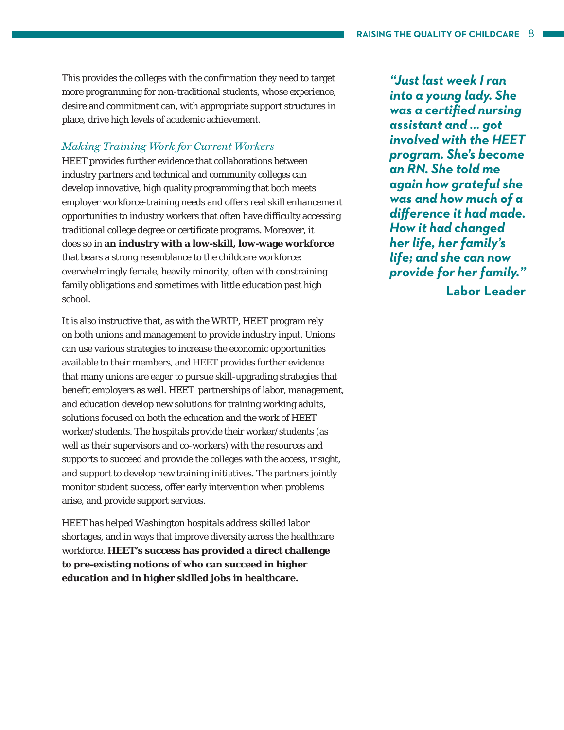This provides the colleges with the confirmation they need to target more programming for non-traditional students, whose experience, desire and commitment can, with appropriate support structures in place, drive high levels of academic achievement.

### *Making Training Work for Current Workers*

HEET provides further evidence that collaborations between industry partners and technical and community colleges can develop innovative, high quality programming that both meets employer workforce-training needs and offers real skill enhancement opportunities to industry workers that often have difficulty accessing traditional college degree or certificate programs. Moreover, it does so in **an industry with a low-skill, low-wage workforce** that bears a strong resemblance to the childcare workforce: overwhelmingly female, heavily minority, often with constraining family obligations and sometimes with little education past high school.

It is also instructive that, as with the WRTP, HEET program rely on both unions and management to provide industry input. Unions can use various strategies to increase the economic opportunities available to their members, and HEET provides further evidence that many unions are eager to pursue skill-upgrading strategies that benefit employers as well. HEET partnerships of labor, management, and education develop new solutions for training working adults, solutions focused on both the education and the work of HEET worker/students. The hospitals provide their worker/students (as well as their supervisors and co-workers) with the resources and supports to succeed and provide the colleges with the access, insight, and support to develop new training initiatives. The partners jointly monitor student success, offer early intervention when problems arise, and provide support services.

HEET has helped Washington hospitals address skilled labor shortages, and in ways that improve diversity across the healthcare workforce. **HEET's success has provided a direct challenge to pre-existing notions of who can succeed in higher education and in higher skilled jobs in healthcare.**

> ***"Just last week I ran into a young lady. She was a certified nursing assistant and … got involved with the HEET program. She's become an RN. She told me again how grateful she was and how much of a difference it had made. How it had changed her life, her family's life; and she can now provide for her family."***
>
> **Labor Leader**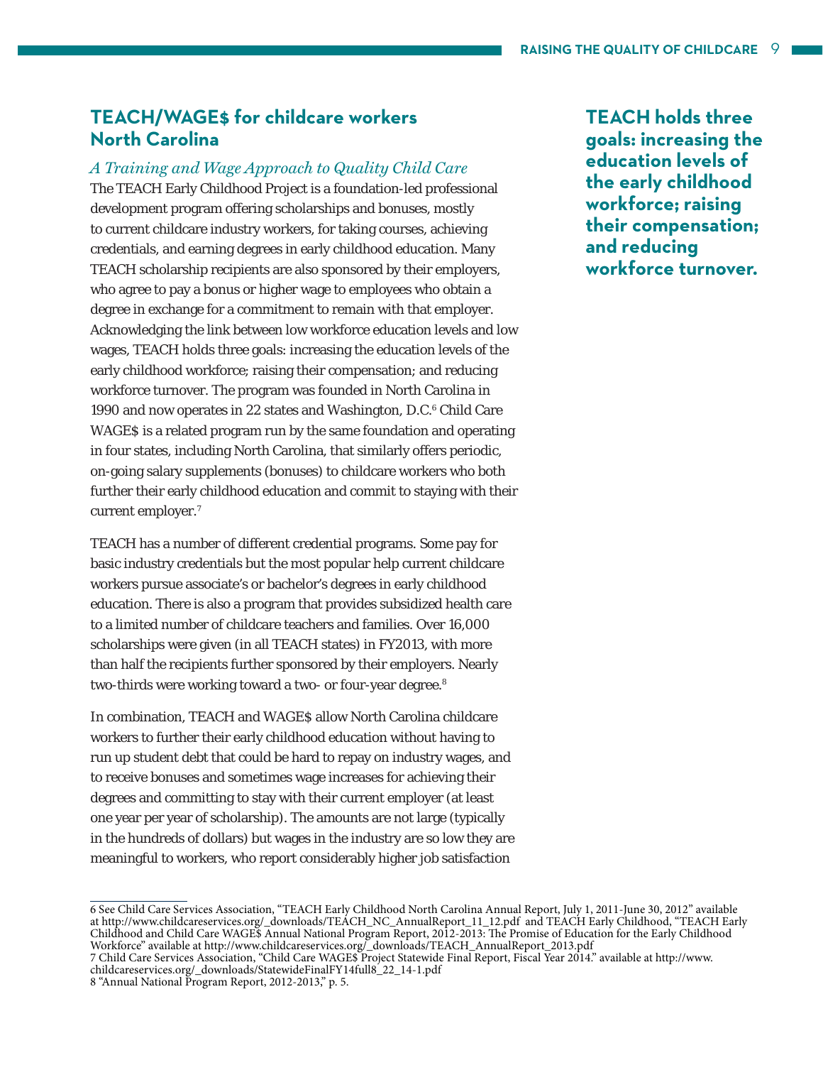## TEACH/WAGE$ for childcare workers North Carolina

*A Training and Wage Approach to Quality Child Care*

The TEACH Early Childhood Project is a foundation-led professional development program offering scholarships and bonuses, mostly to current childcare industry workers, for taking courses, achieving credentials, and earning degrees in early childhood education. Many TEACH scholarship recipients are also sponsored by their employers, who agree to pay a bonus or higher wage to employees who obtain a degree in exchange for a commitment to remain with that employer. Acknowledging the link between low workforce education levels and low wages, TEACH holds three goals: increasing the education levels of the early childhood workforce; raising their compensation; and reducing workforce turnover. The program was founded in North Carolina in 1990 and now operates in 22 states and Washington, D.C.[6] Child Care WAGE$ is a related program run by the same foundation and operating in four states, including North Carolina, that similarly offers periodic, on-going salary supplements (bonuses) to childcare workers who both further their early childhood education and commit to staying with their current employer.[7]

**TEACH holds three goals: increasing the education levels of the early childhood workforce; raising their compensation; and reducing workforce turnover.**

TEACH has a number of different credential programs. Some pay for basic industry credentials but the most popular help current childcare workers pursue associate's or bachelor's degrees in early childhood education. There is also a program that provides subsidized health care to a limited number of childcare teachers and families. Over 16,000 scholarships were given (in all TEACH states) in FY2013, with more than half the recipients further sponsored by their employers. Nearly two-thirds were working toward a two- or four-year degree.[8]

In combination, TEACH and WAGE$ allow North Carolina childcare workers to further their early childhood education without having to run up student debt that could be hard to repay on industry wages, and to receive bonuses and sometimes wage increases for achieving their degrees and committing to stay with their current employer (at least one year per year of scholarship). The amounts are not large (typically in the hundreds of dollars) but wages in the industry are so low they are meaningful to workers, who report considerably higher job satisfaction

---

6 See Child Care Services Association, "TEACH Early Childhood North Carolina Annual Report, July 1, 2011-June 30, 2012" available at http://www.childcareservices.org/_downloads/TEACH_NC_AnnualReport_11_12.pdf and TEACH Early Childhood, "TEACH Early Childhood and Child Care WAGE$ Annual National Program Report, 2012-2013: The Promise of Education for the Early Childhood Workforce" available at http://www.childcareservices.org/_downloads/TEACH_AnnualReport_2013.pdf

7 Child Care Services Association, "Child Care WAGE$ Project Statewide Final Report, Fiscal Year 2014." available at http://www.childcareservices.org/_downloads/StatewideFinalFY14full8_22_14-1.pdf

8 "Annual National Program Report, 2012-2013," p. 5.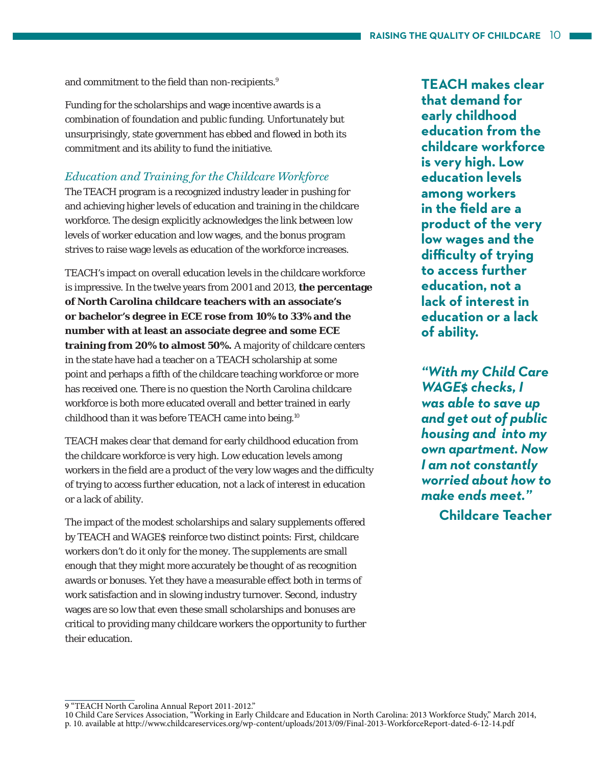and commitment to the field than non-recipients.[9]

Funding for the scholarships and wage incentive awards is a combination of foundation and public funding. Unfortunately but unsurprisingly, state government has ebbed and flowed in both its commitment and its ability to fund the initiative.

### *Education and Training for the Childcare Workforce*

The TEACH program is a recognized industry leader in pushing for and achieving higher levels of education and training in the childcare workforce. The design explicitly acknowledges the link between low levels of worker education and low wages, and the bonus program strives to raise wage levels as education of the workforce increases.

TEACH's impact on overall education levels in the childcare workforce is impressive. In the twelve years from 2001 and 2013, **the percentage of North Carolina childcare teachers with an associate's or bachelor's degree in ECE rose from 10% to 33% and the number with at least an associate degree and some ECE training from 20% to almost 50%.** A majority of childcare centers in the state have had a teacher on a TEACH scholarship at some point and perhaps a fifth of the childcare teaching workforce or more has received one. There is no question the North Carolina childcare workforce is both more educated overall and better trained in early childhood than it was before TEACH came into being.[10]

TEACH makes clear that demand for early childhood education from the childcare workforce is very high. Low education levels among workers in the field are a product of the very low wages and the difficulty of trying to access further education, not a lack of interest in education or a lack of ability.

The impact of the modest scholarships and salary supplements offered by TEACH and WAGE$ reinforce two distinct points: First, childcare workers don't do it only for the money. The supplements are small enough that they might more accurately be thought of as recognition awards or bonuses. Yet they have a measurable effect both in terms of work satisfaction and in slowing industry turnover. Second, industry wages are so low that even these small scholarships and bonuses are critical to providing many childcare workers the opportunity to further their education.

**TEACH makes clear that demand for early childhood education from the childcare workforce is very high. Low education levels among workers in the field are a product of the very low wages and the difficulty of trying to access further education, not a lack of interest in education or a lack of ability.**

***"With my Child Care WAGE$ checks, I was able to save up and get out of public housing and into my own apartment. Now I am not constantly worried about how to make ends meet."***

**Childcare Teacher**

---

9 "TEACH North Carolina Annual Report 2011-2012."

10 Child Care Services Association, "Working in Early Childcare and Education in North Carolina: 2013 Workforce Study," March 2014, p. 10. available at http://www.childcareservices.org/wp-content/uploads/2013/09/Final-2013-WorkforceReport-dated-6-12-14.pdf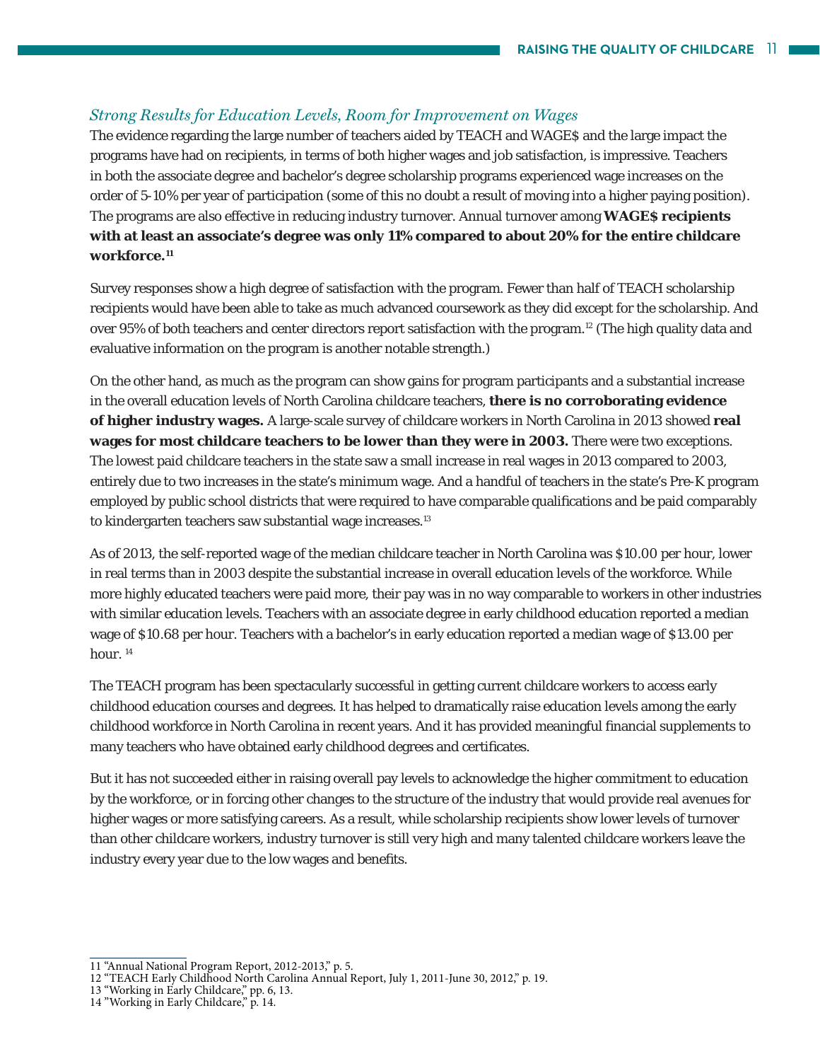### *Strong Results for Education Levels, Room for Improvement on Wages*

The evidence regarding the large number of teachers aided by TEACH and WAGE$ and the large impact the programs have had on recipients, in terms of both higher wages and job satisfaction, is impressive. Teachers in both the associate degree and bachelor's degree scholarship programs experienced wage increases on the order of 5-10% per year of participation (some of this no doubt a result of moving into a higher paying position). The programs are also effective in reducing industry turnover. Annual turnover among **WAGE$ recipients with at least an associate's degree was only 11% compared to about 20% for the entire childcare workforce.**[11]

Survey responses show a high degree of satisfaction with the program. Fewer than half of TEACH scholarship recipients would have been able to take as much advanced coursework as they did except for the scholarship. And over 95% of both teachers and center directors report satisfaction with the program.[12] (The high quality data and evaluative information on the program is another notable strength.)

On the other hand, as much as the program can show gains for program participants and a substantial increase in the overall education levels of North Carolina childcare teachers, **there is no corroborating evidence of higher industry wages.** A large-scale survey of childcare workers in North Carolina in 2013 showed **real wages for most childcare teachers to be lower than they were in 2003.** There were two exceptions. The lowest paid childcare teachers in the state saw a small increase in real wages in 2013 compared to 2003, entirely due to two increases in the state's minimum wage. And a handful of teachers in the state's Pre-K program employed by public school districts that were required to have comparable qualifications and be paid comparably to kindergarten teachers saw substantial wage increases.[13]

As of 2013, the self-reported wage of the median childcare teacher in North Carolina was $10.00 per hour, lower in real terms than in 2003 despite the substantial increase in overall education levels of the workforce. While more highly educated teachers were paid more, their pay was in no way comparable to workers in other industries with similar education levels. Teachers with an associate degree in early childhood education reported a median wage of $10.68 per hour. Teachers with a bachelor's in early education reported a median wage of $13.00 per hour.[14]

The TEACH program has been spectacularly successful in getting current childcare workers to access early childhood education courses and degrees. It has helped to dramatically raise education levels among the early childhood workforce in North Carolina in recent years. And it has provided meaningful financial supplements to many teachers who have obtained early childhood degrees and certificates.

But it has not succeeded either in raising overall pay levels to acknowledge the higher commitment to education by the workforce, or in forcing other changes to the structure of the industry that would provide real avenues for higher wages or more satisfying careers. As a result, while scholarship recipients show lower levels of turnover than other childcare workers, industry turnover is still very high and many talented childcare workers leave the industry every year due to the low wages and benefits.

---

11 "Annual National Program Report, 2012-2013," p. 5.
12 "TEACH Early Childhood North Carolina Annual Report, July 1, 2011-June 30, 2012," p. 19.
13 "Working in Early Childcare," pp. 6, 13.
14 "Working in Early Childcare," p. 14.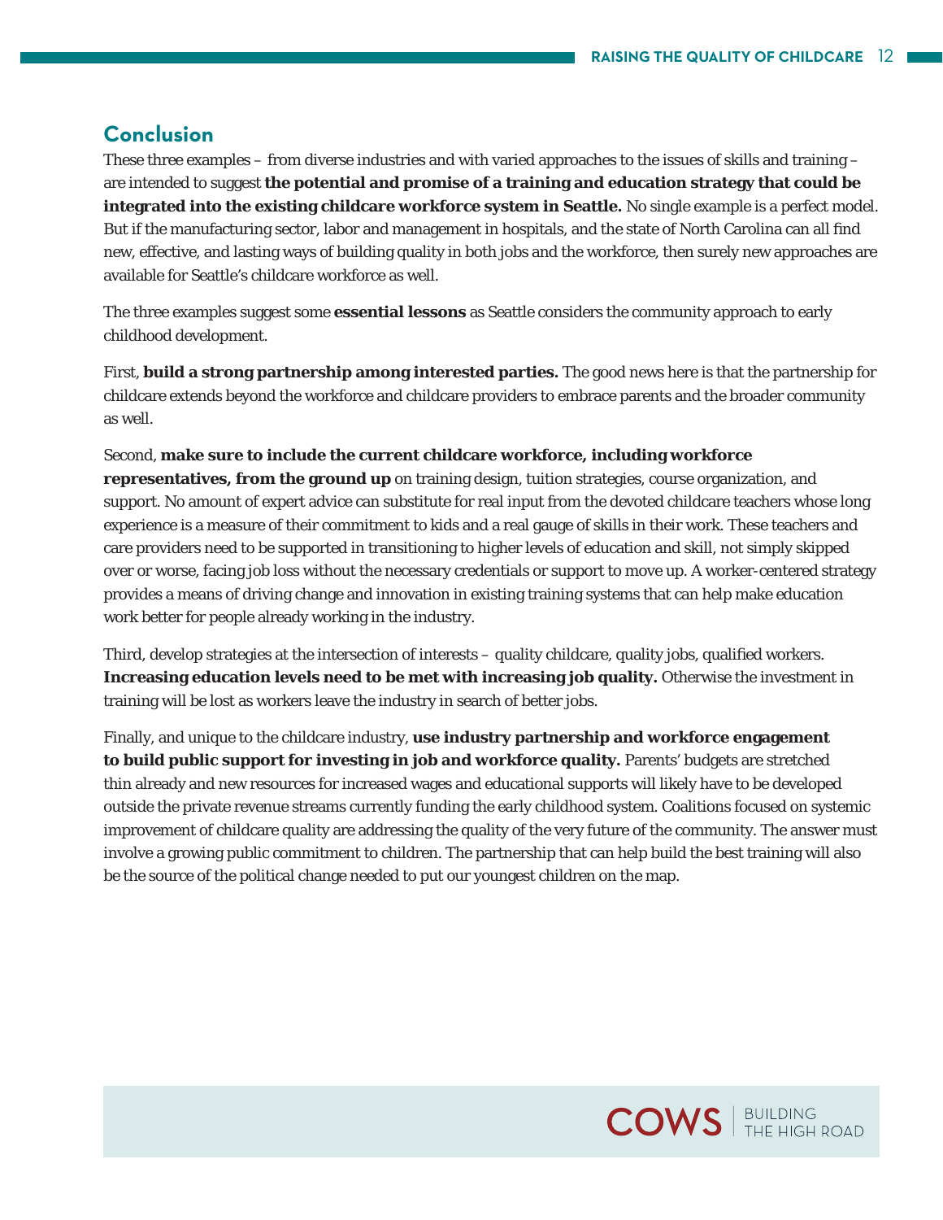## Conclusion

These three examples – from diverse industries and with varied approaches to the issues of skills and training – are intended to suggest **the potential and promise of a training and education strategy that could be integrated into the existing childcare workforce system in Seattle.** No single example is a perfect model. But if the manufacturing sector, labor and management in hospitals, and the state of North Carolina can all find new, effective, and lasting ways of building quality in both jobs and the workforce, then surely new approaches are available for Seattle's childcare workforce as well.

The three examples suggest some **essential lessons** as Seattle considers the community approach to early childhood development.

First, **build a strong partnership among interested parties.** The good news here is that the partnership for childcare extends beyond the workforce and childcare providers to embrace parents and the broader community as well.

Second, **make sure to include the current childcare workforce, including workforce representatives, from the ground up** on training design, tuition strategies, course organization, and support. No amount of expert advice can substitute for real input from the devoted childcare teachers whose long experience is a measure of their commitment to kids and a real gauge of skills in their work. These teachers and care providers need to be supported in transitioning to higher levels of education and skill, not simply skipped over or worse, facing job loss without the necessary credentials or support to move up. A worker-centered strategy provides a means of driving change and innovation in existing training systems that can help make education work better for people already working in the industry.

Third, develop strategies at the intersection of interests – quality childcare, quality jobs, qualified workers. **Increasing education levels need to be met with increasing job quality.** Otherwise the investment in training will be lost as workers leave the industry in search of better jobs.

Finally, and unique to the childcare industry, **use industry partnership and workforce engagement to build public support for investing in job and workforce quality.** Parents' budgets are stretched thin already and new resources for increased wages and educational supports will likely have to be developed outside the private revenue streams currently funding the early childhood system. Coalitions focused on systemic improvement of childcare quality are addressing the quality of the very future of the community. The answer must involve a growing public commitment to children. The partnership that can help build the best training will also be the source of the political change needed to put our youngest children on the map.